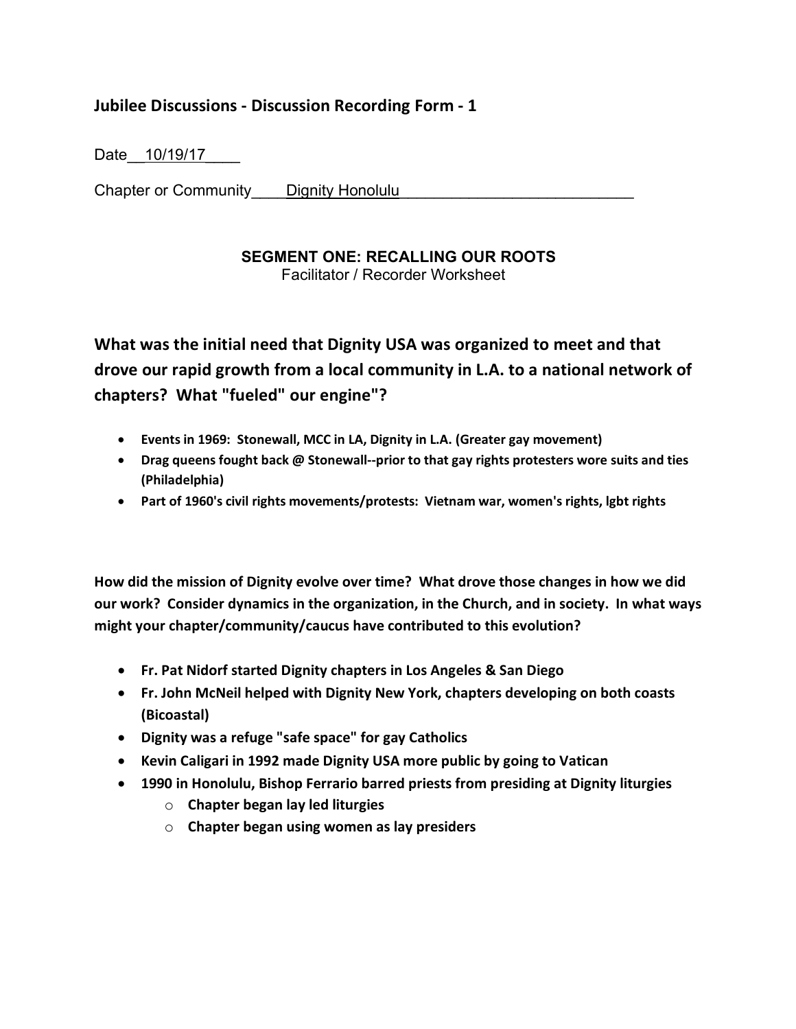### Jubilee Discussions - Discussion Recording Form - 1

Date__10/19/17____

Chapter or Community____Dignity Honolulu___________________________

**SEGMENT ONE: RECALLING OUR ROOTS**
Facilitator / Recorder Worksheet

## What was the initial need that Dignity USA was organized to meet and that drove our rapid growth from a local community in L.A. to a national network of chapters? What "fueled" our engine"?

- **Events in 1969: Stonewall, MCC in LA, Dignity in L.A. (Greater gay movement)**
- **Drag queens fought back @ Stonewall--prior to that gay rights protesters wore suits and ties (Philadelphia)**
- **Part of 1960's civil rights movements/protests: Vietnam war, women's rights, lgbt rights**

**How did the mission of Dignity evolve over time? What drove those changes in how we did our work? Consider dynamics in the organization, in the Church, and in society. In what ways might your chapter/community/caucus have contributed to this evolution?**

- **Fr. Pat Nidorf started Dignity chapters in Los Angeles & San Diego**
- **Fr. John McNeil helped with Dignity New York, chapters developing on both coasts (Bicoastal)**
- **Dignity was a refuge "safe space" for gay Catholics**
- **Kevin Caligari in 1992 made Dignity USA more public by going to Vatican**
- **1990 in Honolulu, Bishop Ferrario barred priests from presiding at Dignity liturgies**
  - **Chapter began lay led liturgies**
  - **Chapter began using women as lay presiders**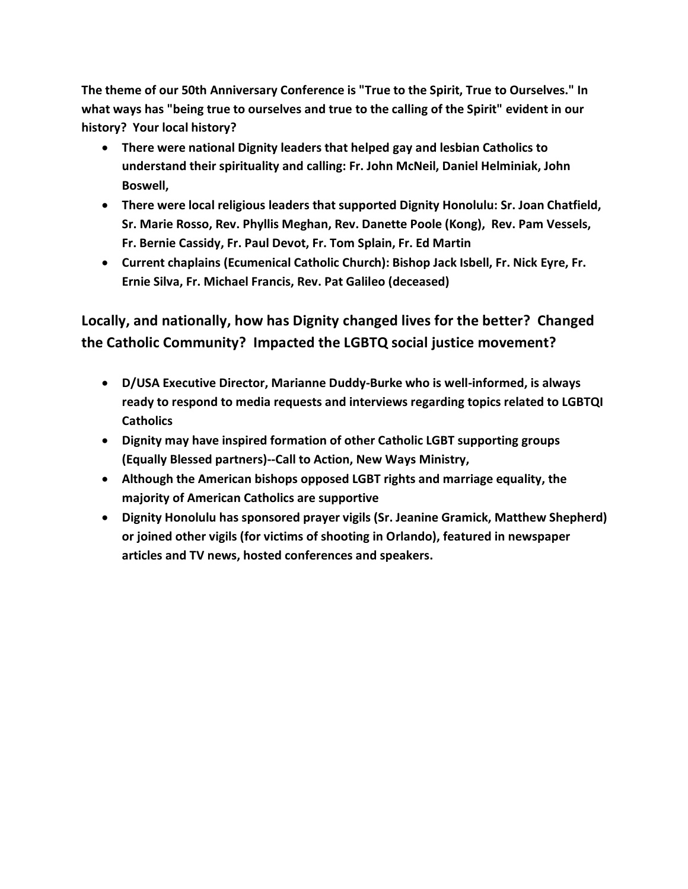**The theme of our 50th Anniversary Conference is "True to the Spirit, True to Ourselves." In what ways has "being true to ourselves and true to the calling of the Spirit" evident in our history? Your local history?**

- **There were national Dignity leaders that helped gay and lesbian Catholics to understand their spirituality and calling: Fr. John McNeil, Daniel Helminiak, John Boswell,**
- **There were local religious leaders that supported Dignity Honolulu: Sr. Joan Chatfield, Sr. Marie Rosso, Rev. Phyllis Meghan, Rev. Danette Poole (Kong), Rev. Pam Vessels, Fr. Bernie Cassidy, Fr. Paul Devot, Fr. Tom Splain, Fr. Ed Martin**
- **Current chaplains (Ecumenical Catholic Church): Bishop Jack Isbell, Fr. Nick Eyre, Fr. Ernie Silva, Fr. Michael Francis, Rev. Pat Galileo (deceased)**

## Locally, and nationally, how has Dignity changed lives for the better? Changed the Catholic Community? Impacted the LGBTQ social justice movement?

- **D/USA Executive Director, Marianne Duddy-Burke who is well-informed, is always ready to respond to media requests and interviews regarding topics related to LGBTQI Catholics**
- **Dignity may have inspired formation of other Catholic LGBT supporting groups (Equally Blessed partners)--Call to Action, New Ways Ministry,**
- **Although the American bishops opposed LGBT rights and marriage equality, the majority of American Catholics are supportive**
- **Dignity Honolulu has sponsored prayer vigils (Sr. Jeanine Gramick, Matthew Shepherd) or joined other vigils (for victims of shooting in Orlando), featured in newspaper articles and TV news, hosted conferences and speakers.**